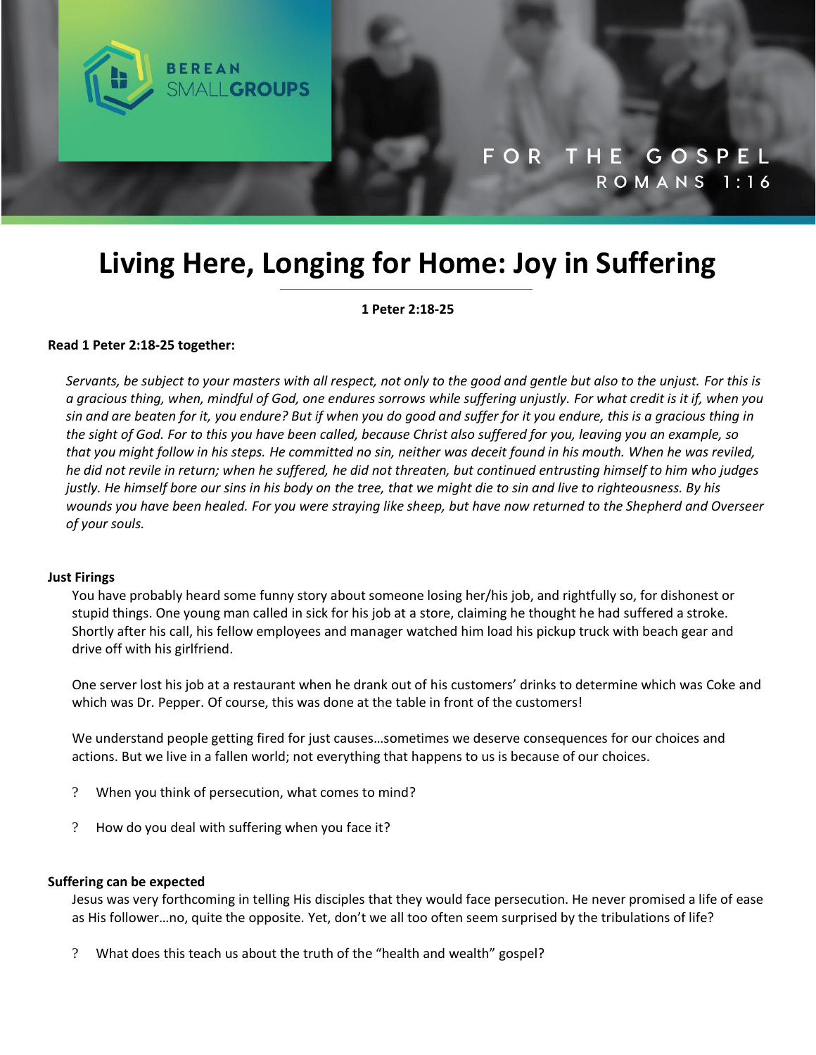BEREAN SMALLGROUPS

FOR THE GOSPEL
ROMANS 1:16

# Living Here, Longing for Home: Joy in Suffering

**1 Peter 2:18-25**

**Read 1 Peter 2:18-25 together:**

*Servants, be subject to your masters with all respect, not only to the good and gentle but also to the unjust. For this is a gracious thing, when, mindful of God, one endures sorrows while suffering unjustly. For what credit is it if, when you sin and are beaten for it, you endure? But if when you do good and suffer for it you endure, this is a gracious thing in the sight of God. For to this you have been called, because Christ also suffered for you, leaving you an example, so that you might follow in his steps. He committed no sin, neither was deceit found in his mouth. When he was reviled, he did not revile in return; when he suffered, he did not threaten, but continued entrusting himself to him who judges justly. He himself bore our sins in his body on the tree, that we might die to sin and live to righteousness. By his wounds you have been healed. For you were straying like sheep, but have now returned to the Shepherd and Overseer of your souls.*

**Just Firings**

You have probably heard some funny story about someone losing her/his job, and rightfully so, for dishonest or stupid things. One young man called in sick for his job at a store, claiming he thought he had suffered a stroke. Shortly after his call, his fellow employees and manager watched him load his pickup truck with beach gear and drive off with his girlfriend.

One server lost his job at a restaurant when he drank out of his customers' drinks to determine which was Coke and which was Dr. Pepper. Of course, this was done at the table in front of the customers!

We understand people getting fired for just causes…sometimes we deserve consequences for our choices and actions. But we live in a fallen world; not everything that happens to us is because of our choices.

? When you think of persecution, what comes to mind?

? How do you deal with suffering when you face it?

**Suffering can be expected**

Jesus was very forthcoming in telling His disciples that they would face persecution. He never promised a life of ease as His follower…no, quite the opposite. Yet, don't we all too often seem surprised by the tribulations of life?

? What does this teach us about the truth of the "health and wealth" gospel?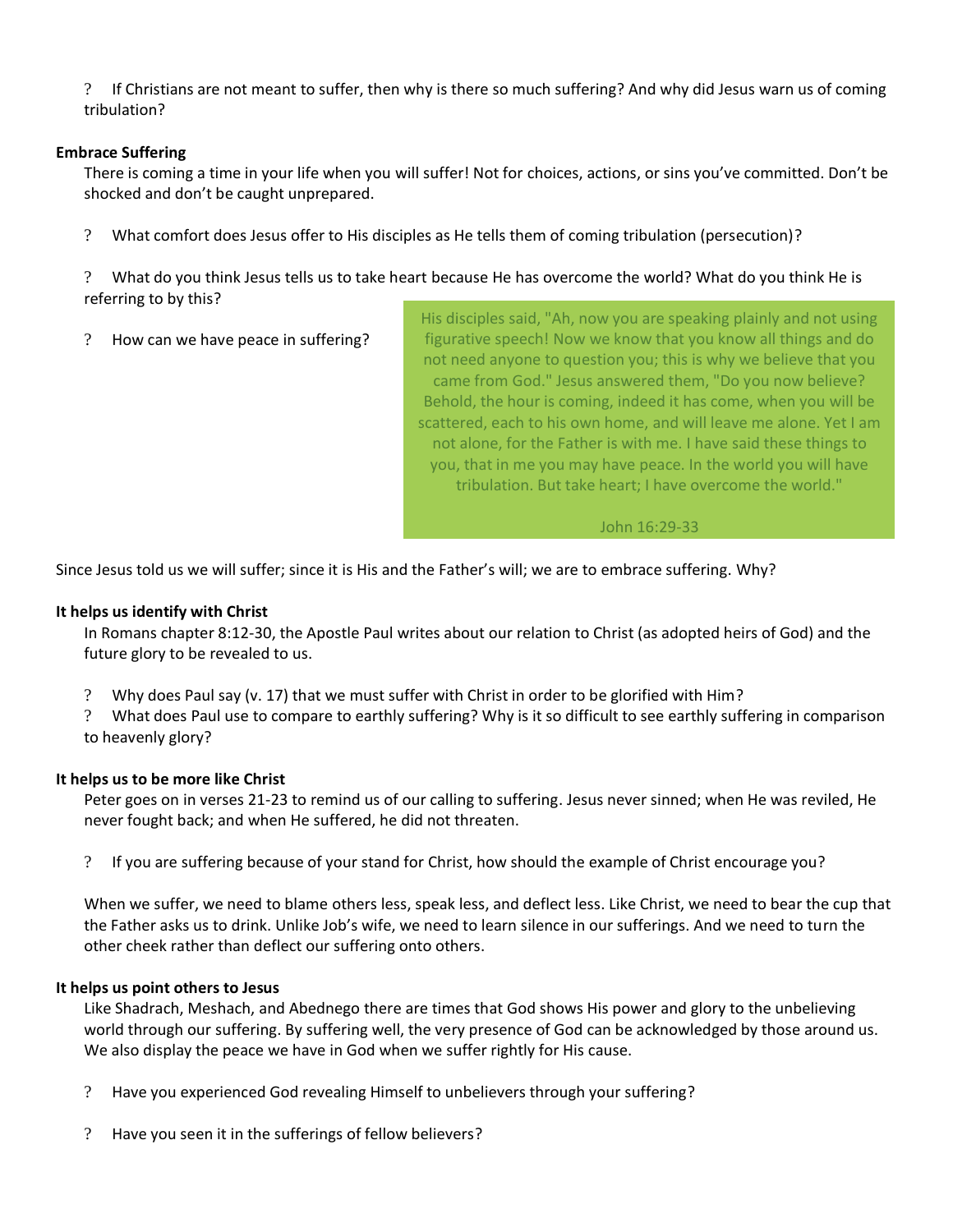? If Christians are not meant to suffer, then why is there so much suffering? And why did Jesus warn us of coming tribulation?

**Embrace Suffering**

There is coming a time in your life when you will suffer! Not for choices, actions, or sins you've committed. Don't be shocked and don't be caught unprepared.

? What comfort does Jesus offer to His disciples as He tells them of coming tribulation (persecution)?

? What do you think Jesus tells us to take heart because He has overcome the world? What do you think He is referring to by this?

? How can we have peace in suffering?

> His disciples said, "Ah, now you are speaking plainly and not using figurative speech! Now we know that you know all things and do not need anyone to question you; this is why we believe that you came from God." Jesus answered them, "Do you now believe? Behold, the hour is coming, indeed it has come, when you will be scattered, each to his own home, and will leave me alone. Yet I am not alone, for the Father is with me. I have said these things to you, that in me you may have peace. In the world you will have tribulation. But take heart; I have overcome the world."
>
> John 16:29-33

Since Jesus told us we will suffer; since it is His and the Father's will; we are to embrace suffering. Why?

**It helps us identify with Christ**

In Romans chapter 8:12-30, the Apostle Paul writes about our relation to Christ (as adopted heirs of God) and the future glory to be revealed to us.

? Why does Paul say (v. 17) that we must suffer with Christ in order to be glorified with Him?

? What does Paul use to compare to earthly suffering? Why is it so difficult to see earthly suffering in comparison to heavenly glory?

**It helps us to be more like Christ**

Peter goes on in verses 21-23 to remind us of our calling to suffering. Jesus never sinned; when He was reviled, He never fought back; and when He suffered, he did not threaten.

? If you are suffering because of your stand for Christ, how should the example of Christ encourage you?

When we suffer, we need to blame others less, speak less, and deflect less. Like Christ, we need to bear the cup that the Father asks us to drink. Unlike Job's wife, we need to learn silence in our sufferings. And we need to turn the other cheek rather than deflect our suffering onto others.

**It helps us point others to Jesus**

Like Shadrach, Meshach, and Abednego there are times that God shows His power and glory to the unbelieving world through our suffering. By suffering well, the very presence of God can be acknowledged by those around us. We also display the peace we have in God when we suffer rightly for His cause.

? Have you experienced God revealing Himself to unbelievers through your suffering?

? Have you seen it in the sufferings of fellow believers?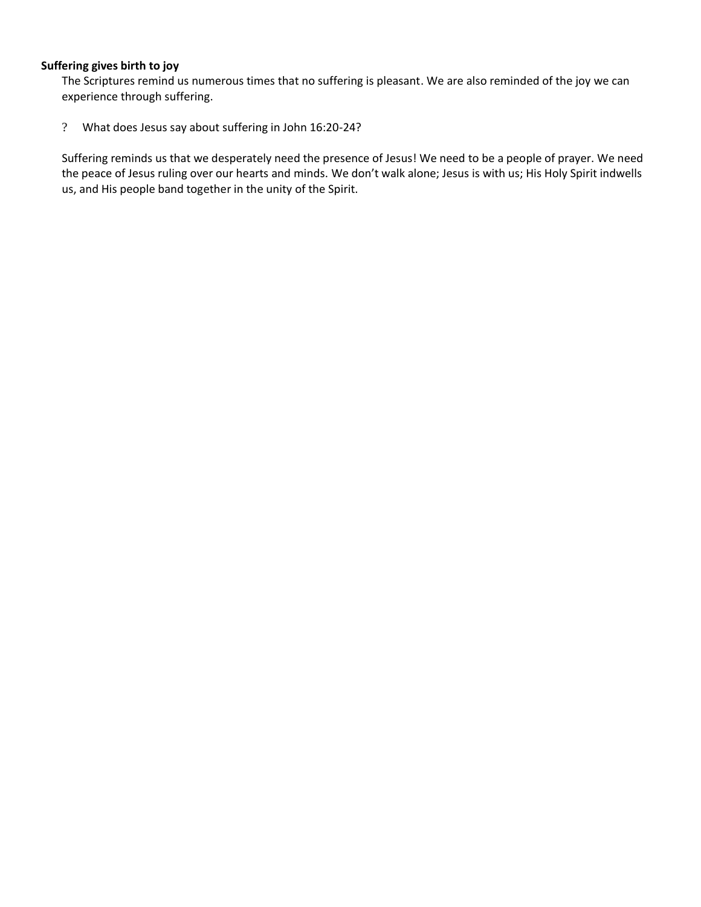**Suffering gives birth to joy**

The Scriptures remind us numerous times that no suffering is pleasant. We are also reminded of the joy we can experience through suffering.

? What does Jesus say about suffering in John 16:20-24?

Suffering reminds us that we desperately need the presence of Jesus! We need to be a people of prayer. We need the peace of Jesus ruling over our hearts and minds. We don't walk alone; Jesus is with us; His Holy Spirit indwells us, and His people band together in the unity of the Spirit.